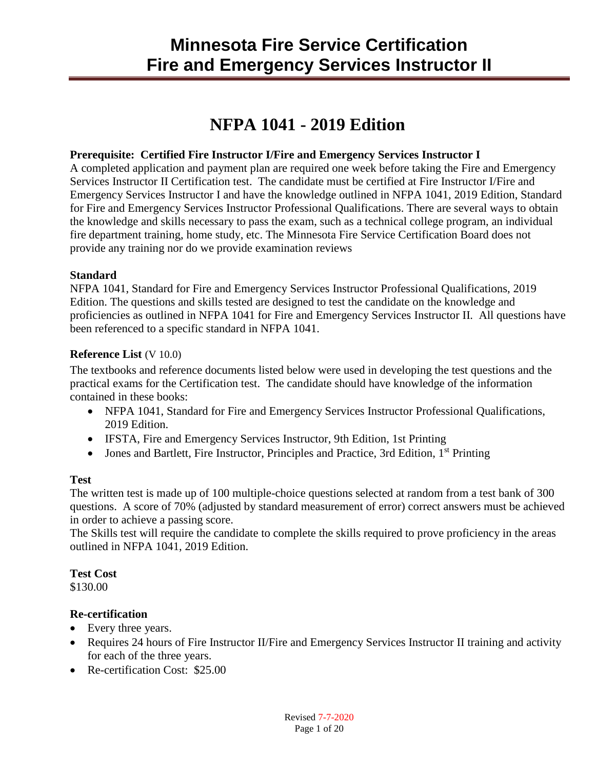# Minnesota Fire Service Certification
# Fire and Emergency Services Instructor II

## NFPA 1041 - 2019 Edition

**Prerequisite: Certified Fire Instructor I/Fire and Emergency Services Instructor I**

A completed application and payment plan are required one week before taking the Fire and Emergency Services Instructor II Certification test. The candidate must be certified at Fire Instructor I/Fire and Emergency Services Instructor I and have the knowledge outlined in NFPA 1041, 2019 Edition, Standard for Fire and Emergency Services Instructor Professional Qualifications. There are several ways to obtain the knowledge and skills necessary to pass the exam, such as a technical college program, an individual fire department training, home study, etc. The Minnesota Fire Service Certification Board does not provide any training nor do we provide examination reviews

**Standard**

NFPA 1041, Standard for Fire and Emergency Services Instructor Professional Qualifications, 2019 Edition. The questions and skills tested are designed to test the candidate on the knowledge and proficiencies as outlined in NFPA 1041 for Fire and Emergency Services Instructor II. All questions have been referenced to a specific standard in NFPA 1041.

**Reference List** (V 10.0)

The textbooks and reference documents listed below were used in developing the test questions and the practical exams for the Certification test. The candidate should have knowledge of the information contained in these books:

- NFPA 1041, Standard for Fire and Emergency Services Instructor Professional Qualifications, 2019 Edition.
- IFSTA, Fire and Emergency Services Instructor, 9th Edition, 1st Printing
- Jones and Bartlett, Fire Instructor, Principles and Practice, 3rd Edition, 1st Printing

**Test**

The written test is made up of 100 multiple-choice questions selected at random from a test bank of 300 questions. A score of 70% (adjusted by standard measurement of error) correct answers must be achieved in order to achieve a passing score.

The Skills test will require the candidate to complete the skills required to prove proficiency in the areas outlined in NFPA 1041, 2019 Edition.

**Test Cost**

$130.00

**Re-certification**

- Every three years.
- Requires 24 hours of Fire Instructor II/Fire and Emergency Services Instructor II training and activity for each of the three years.
- Re-certification Cost: $25.00

Revised 7-7-2020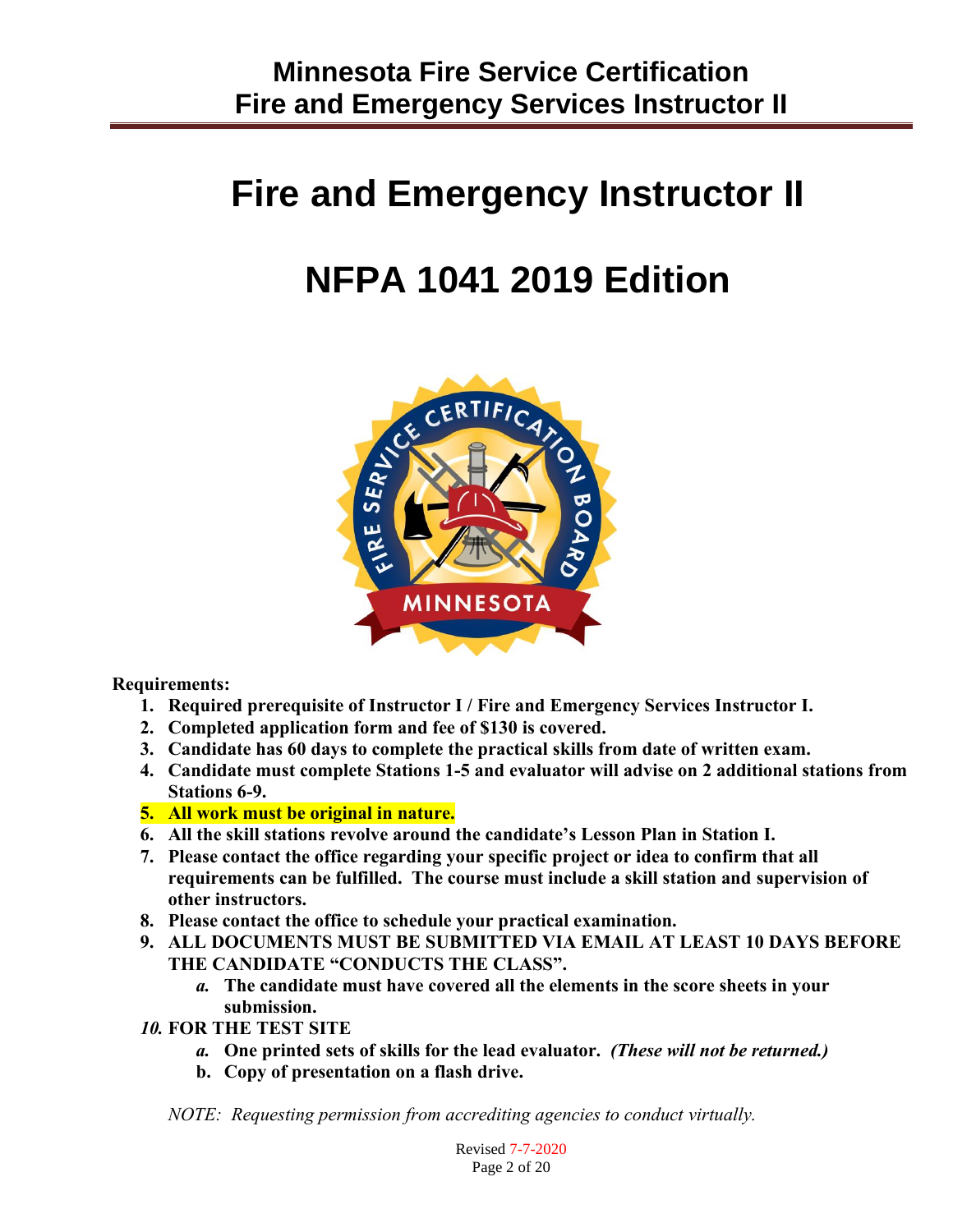# Fire and Emergency Instructor II

# NFPA 1041 2019 Edition

**Requirements:**

1. **Required prerequisite of Instructor I / Fire and Emergency Services Instructor I.**
2. **Completed application form and fee of $130 is covered.**
3. **Candidate has 60 days to complete the practical skills from date of written exam.**
4. **Candidate must complete Stations 1-5 and evaluator will advise on 2 additional stations from Stations 6-9.**
5. **All work must be original in nature.**
6. **All the skill stations revolve around the candidate's Lesson Plan in Station I.**
7. **Please contact the office regarding your specific project or idea to confirm that all requirements can be fulfilled. The course must include a skill station and supervision of other instructors.**
8. **Please contact the office to schedule your practical examination.**
9. **ALL DOCUMENTS MUST BE SUBMITTED VIA EMAIL AT LEAST 10 DAYS BEFORE THE CANDIDATE "CONDUCTS THE CLASS".**
   a. **The candidate must have covered all the elements in the score sheets in your submission.**
10. **FOR THE TEST SITE**
    a. **One printed sets of skills for the lead evaluator.** ***(These will not be returned.)***
    b. **Copy of presentation on a flash drive.**

*NOTE: Requesting permission from accrediting agencies to conduct virtually.*

Revised 7-7-2020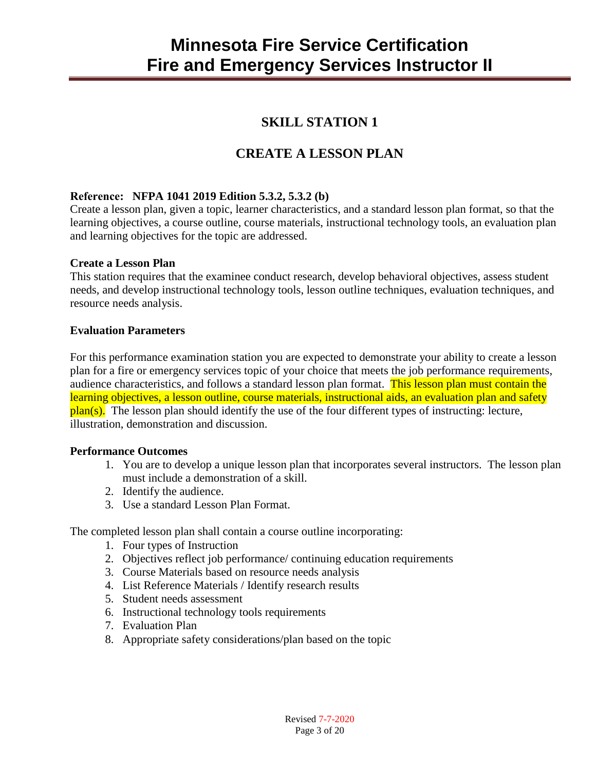# Minnesota Fire Service Certification
# Fire and Emergency Services Instructor II

## SKILL STATION 1

## CREATE A LESSON PLAN

**Reference: NFPA 1041 2019 Edition 5.3.2, 5.3.2 (b)**
Create a lesson plan, given a topic, learner characteristics, and a standard lesson plan format, so that the learning objectives, a course outline, course materials, instructional technology tools, an evaluation plan and learning objectives for the topic are addressed.

**Create a Lesson Plan**
This station requires that the examinee conduct research, develop behavioral objectives, assess student needs, and develop instructional technology tools, lesson outline techniques, evaluation techniques, and resource needs analysis.

**Evaluation Parameters**

For this performance examination station you are expected to demonstrate your ability to create a lesson plan for a fire or emergency services topic of your choice that meets the job performance requirements, audience characteristics, and follows a standard lesson plan format. This lesson plan must contain the learning objectives, a lesson outline, course materials, instructional aids, an evaluation plan and safety plan(s). The lesson plan should identify the use of the four different types of instructing: lecture, illustration, demonstration and discussion.

**Performance Outcomes**

1. You are to develop a unique lesson plan that incorporates several instructors. The lesson plan must include a demonstration of a skill.
2. Identify the audience.
3. Use a standard Lesson Plan Format.

The completed lesson plan shall contain a course outline incorporating:

1. Four types of Instruction
2. Objectives reflect job performance/ continuing education requirements
3. Course Materials based on resource needs analysis
4. List Reference Materials / Identify research results
5. Student needs assessment
6. Instructional technology tools requirements
7. Evaluation Plan
8. Appropriate safety considerations/plan based on the topic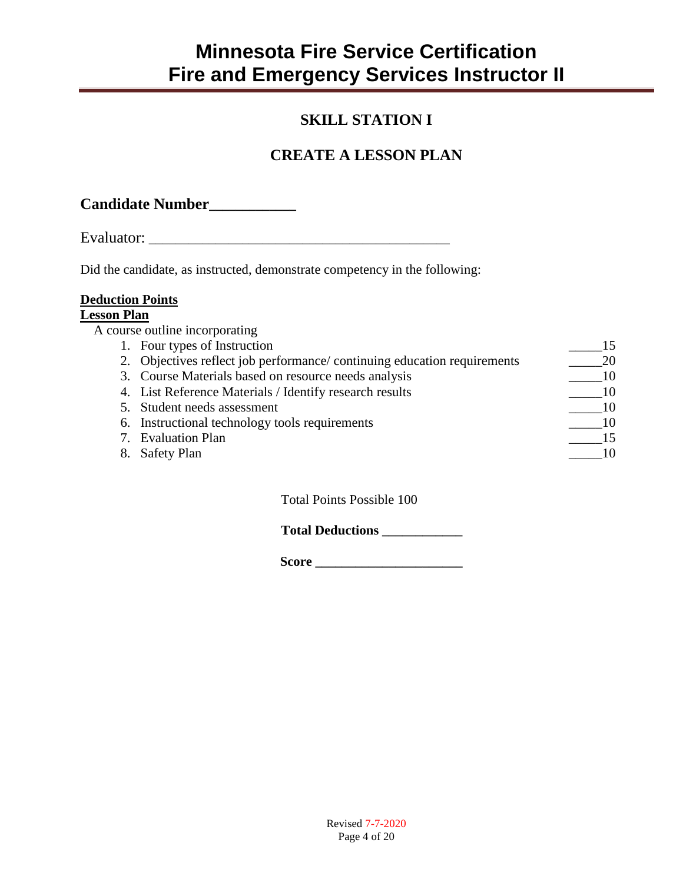# Minnesota Fire Service Certification
# Fire and Emergency Services Instructor II

## SKILL STATION I

## CREATE A LESSON PLAN

**Candidate Number___________**

Evaluator: ________________________________________

Did the candidate, as instructed, demonstrate competency in the following:

**Deduction Points**
**Lesson Plan**

A course outline incorporating

1. Four types of Instruction _____15
2. Objectives reflect job performance/ continuing education requirements _____20
3. Course Materials based on resource needs analysis _____10
4. List Reference Materials / Identify research results _____10
5. Student needs assessment _____10
6. Instructional technology tools requirements _____10
7. Evaluation Plan _____15
8. Safety Plan _____10

Total Points Possible 100

**Total Deductions ____________**

**Score ______________________**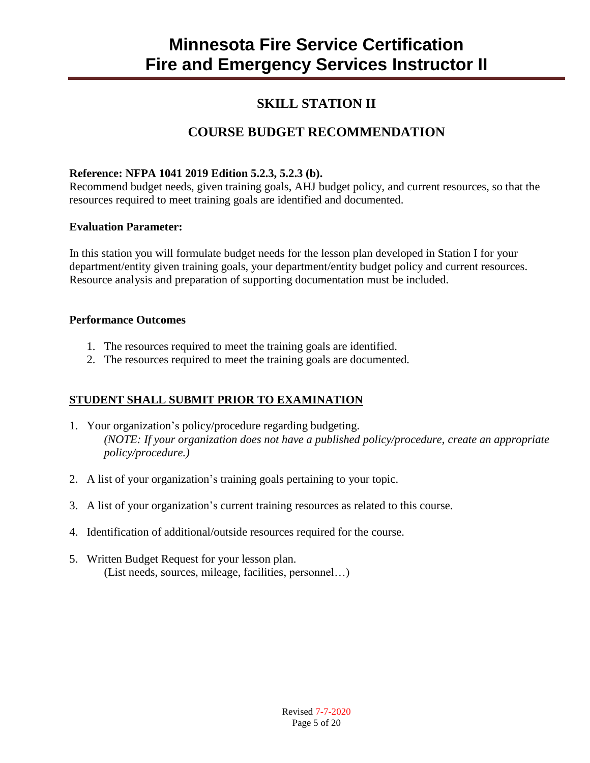## SKILL STATION II

## COURSE BUDGET RECOMMENDATION

**Reference: NFPA 1041 2019 Edition 5.2.3, 5.2.3 (b).**
Recommend budget needs, given training goals, AHJ budget policy, and current resources, so that the resources required to meet training goals are identified and documented.

**Evaluation Parameter:**

In this station you will formulate budget needs for the lesson plan developed in Station I for your department/entity given training goals, your department/entity budget policy and current resources. Resource analysis and preparation of supporting documentation must be included.

**Performance Outcomes**

1. The resources required to meet the training goals are identified.
2. The resources required to meet the training goals are documented.

**<u>STUDENT SHALL SUBMIT PRIOR TO EXAMINATION</u>**

1. Your organization's policy/procedure regarding budgeting.
   *(NOTE: If your organization does not have a published policy/procedure, create an appropriate policy/procedure.)*

2. A list of your organization's training goals pertaining to your topic.

3. A list of your organization's current training resources as related to this course.

4. Identification of additional/outside resources required for the course.

5. Written Budget Request for your lesson plan.
   (List needs, sources, mileage, facilities, personnel…)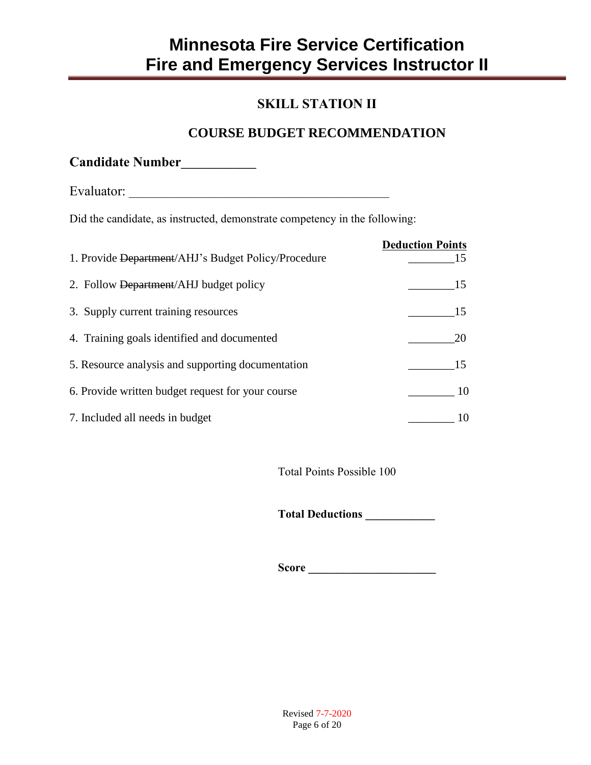# Minnesota Fire Service Certification
# Fire and Emergency Services Instructor II

## SKILL STATION II

## COURSE BUDGET RECOMMENDATION

**Candidate Number___________**

Evaluator: ________________________________________

Did the candidate, as instructed, demonstrate competency in the following:

| | Deduction Points |
|---|---|
| 1. Provide ~~Department~~/AHJ's Budget Policy/Procedure | ________15 |
| 2. Follow ~~Department~~/AHJ budget policy | ________15 |
| 3. Supply current training resources | ________15 |
| 4. Training goals identified and documented | ________20 |
| 5. Resource analysis and supporting documentation | ________15 |
| 6. Provide written budget request for your course | ________ 10 |
| 7. Included all needs in budget | ________ 10 |

Total Points Possible 100

**Total Deductions ___________**

**Score ____________________**

Revised 7-7-2020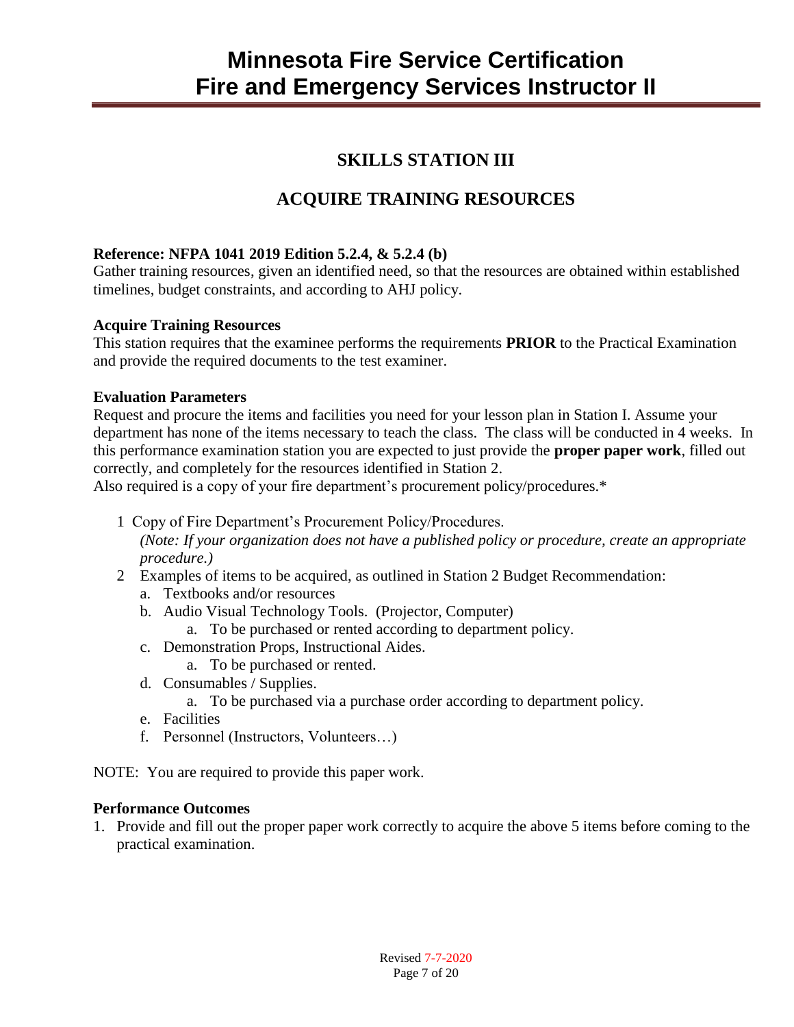# Minnesota Fire Service Certification
# Fire and Emergency Services Instructor II

## SKILLS STATION III

## ACQUIRE TRAINING RESOURCES

**Reference: NFPA 1041 2019 Edition 5.2.4, & 5.2.4 (b)**
Gather training resources, given an identified need, so that the resources are obtained within established timelines, budget constraints, and according to AHJ policy.

**Acquire Training Resources**
This station requires that the examinee performs the requirements **PRIOR** to the Practical Examination and provide the required documents to the test examiner.

**Evaluation Parameters**
Request and procure the items and facilities you need for your lesson plan in Station I. Assume your department has none of the items necessary to teach the class. The class will be conducted in 4 weeks. In this performance examination station you are expected to just provide the **proper paper work**, filled out correctly, and completely for the resources identified in Station 2.
Also required is a copy of your fire department's procurement policy/procedures.*

1 Copy of Fire Department's Procurement Policy/Procedures.
   *(Note: If your organization does not have a published policy or procedure, create an appropriate procedure.)*
2 Examples of items to be acquired, as outlined in Station 2 Budget Recommendation:
   a. Textbooks and/or resources
   b. Audio Visual Technology Tools. (Projector, Computer)
      a. To be purchased or rented according to department policy.
   c. Demonstration Props, Instructional Aides.
      a. To be purchased or rented.
   d. Consumables / Supplies.
      a. To be purchased via a purchase order according to department policy.
   e. Facilities
   f. Personnel (Instructors, Volunteers…)

NOTE: You are required to provide this paper work.

**Performance Outcomes**
1. Provide and fill out the proper paper work correctly to acquire the above 5 items before coming to the practical examination.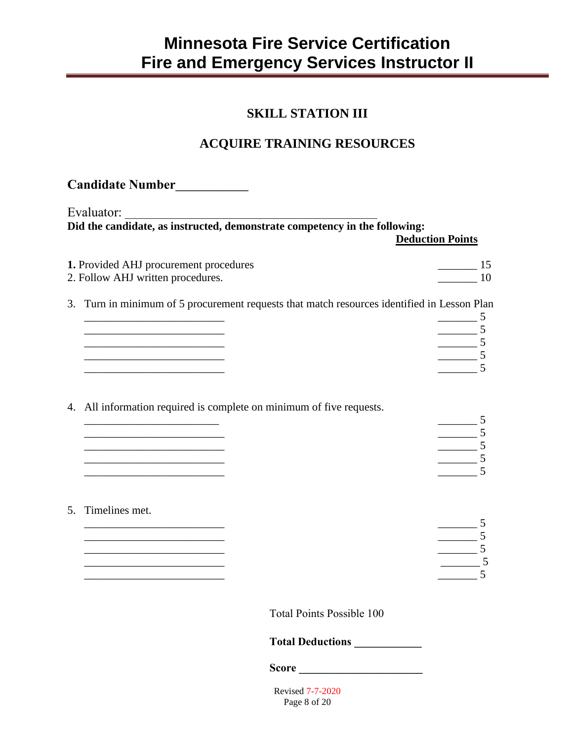# Minnesota Fire Service Certification
# Fire and Emergency Services Instructor II

## SKILL STATION III

## ACQUIRE TRAINING RESOURCES

**Candidate Number**___________

Evaluator: _________________________________________

**Did the candidate, as instructed, demonstrate competency in the following:**

**Deduction Points**

**1.** Provided AHJ procurement procedures _______ 15

2. Follow AHJ written procedures. _______ 10

3. Turn in minimum of 5 procurement requests that match resources identified in Lesson Plan

_________________________ _______ 5

_________________________ _______ 5

_________________________ _______ 5

_________________________ _______ 5

_________________________ _______ 5

4. All information required is complete on minimum of five requests.

_________________________ _______ 5

_________________________ _______ 5

_________________________ _______ 5

_________________________ _______ 5

_________________________ _______ 5

5. Timelines met.

_________________________ _______ 5

_________________________ _______ 5

_________________________ _______ 5

_________________________ _______ 5

_________________________ _______ 5

Total Points Possible 100

**Total Deductions** ___________

**Score** _____________________

Revised 7-7-2020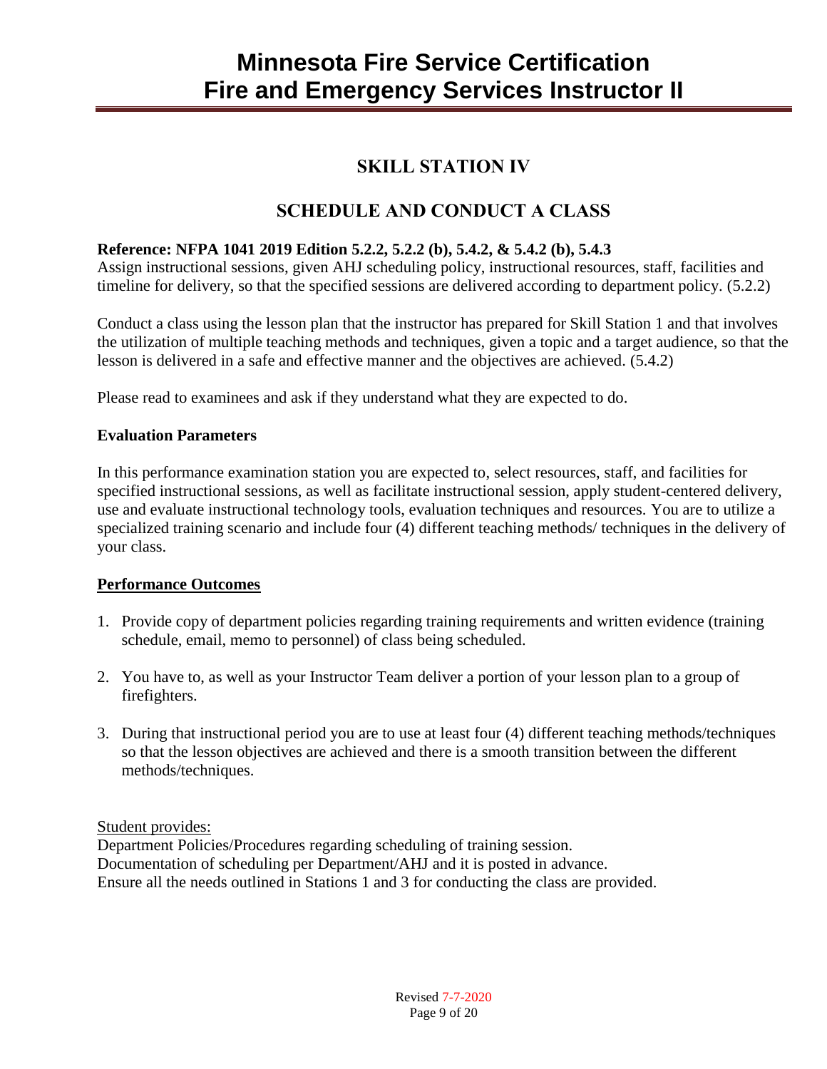# Minnesota Fire Service Certification
# Fire and Emergency Services Instructor II

## SKILL STATION IV

## SCHEDULE AND CONDUCT A CLASS

**Reference: NFPA 1041 2019 Edition 5.2.2, 5.2.2 (b), 5.4.2, & 5.4.2 (b), 5.4.3**
Assign instructional sessions, given AHJ scheduling policy, instructional resources, staff, facilities and timeline for delivery, so that the specified sessions are delivered according to department policy. (5.2.2)

Conduct a class using the lesson plan that the instructor has prepared for Skill Station 1 and that involves the utilization of multiple teaching methods and techniques, given a topic and a target audience, so that the lesson is delivered in a safe and effective manner and the objectives are achieved. (5.4.2)

Please read to examinees and ask if they understand what they are expected to do.

**Evaluation Parameters**

In this performance examination station you are expected to, select resources, staff, and facilities for specified instructional sessions, as well as facilitate instructional session, apply student-centered delivery, use and evaluate instructional technology tools, evaluation techniques and resources. You are to utilize a specialized training scenario and include four (4) different teaching methods/ techniques in the delivery of your class.

**Performance Outcomes**

1. Provide copy of department policies regarding training requirements and written evidence (training schedule, email, memo to personnel) of class being scheduled.
2. You have to, as well as your Instructor Team deliver a portion of your lesson plan to a group of firefighters.
3. During that instructional period you are to use at least four (4) different teaching methods/techniques so that the lesson objectives are achieved and there is a smooth transition between the different methods/techniques.

Student provides:
Department Policies/Procedures regarding scheduling of training session.
Documentation of scheduling per Department/AHJ and it is posted in advance.
Ensure all the needs outlined in Stations 1 and 3 for conducting the class are provided.

Revised 7-7-2020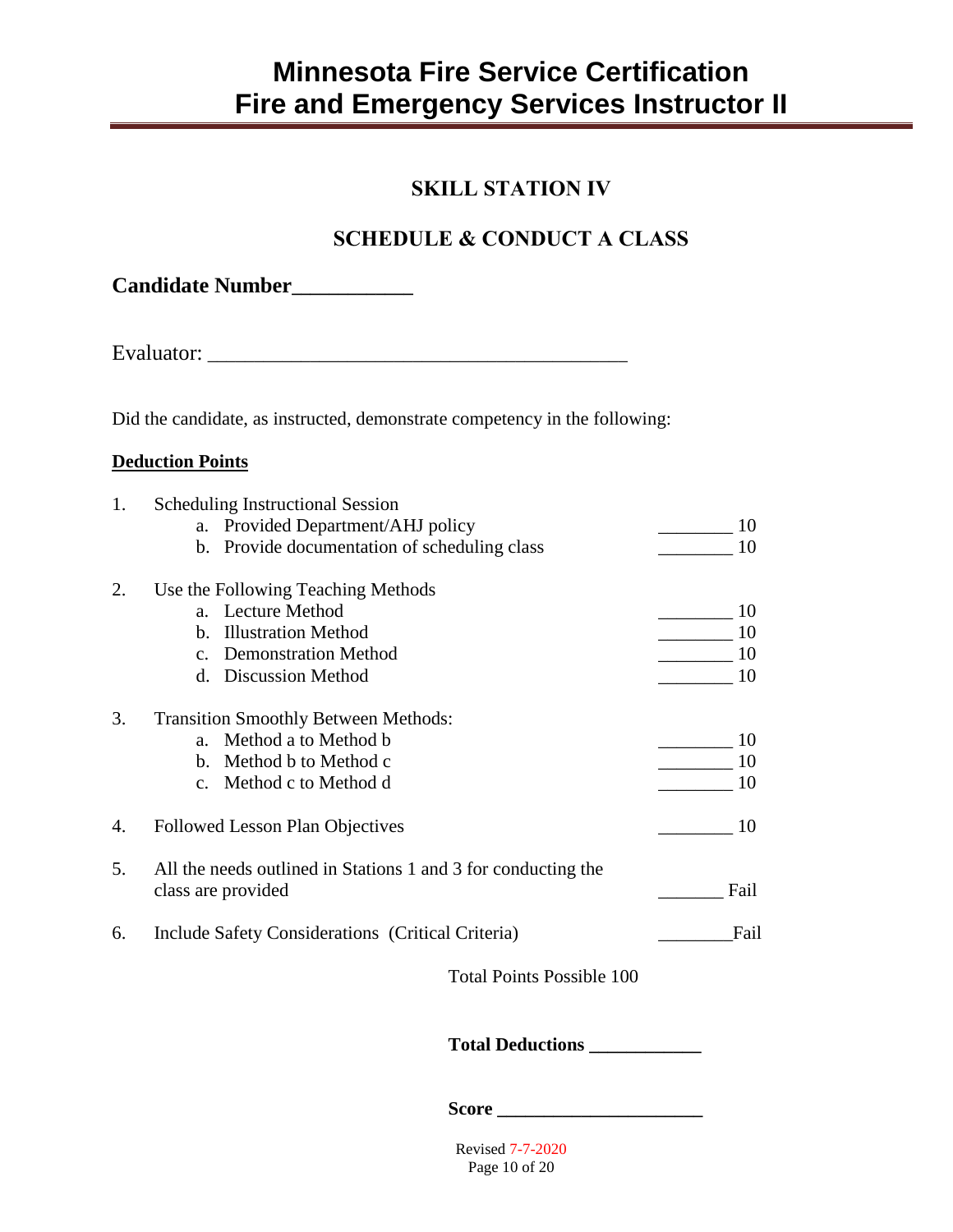# Minnesota Fire Service Certification
# Fire and Emergency Services Instructor II

## SKILL STATION IV

## SCHEDULE & CONDUCT A CLASS

**Candidate Number___________**

Evaluator: ________________________________________

Did the candidate, as instructed, demonstrate competency in the following:

**Deduction Points**

1. Scheduling Instructional Session
   a. Provided Department/AHJ policy ________ 10
   b. Provide documentation of scheduling class ________ 10

2. Use the Following Teaching Methods
   a. Lecture Method ________ 10
   b. Illustration Method ________ 10
   c. Demonstration Method ________ 10
   d. Discussion Method ________ 10

3. Transition Smoothly Between Methods:
   a. Method a to Method b ________ 10
   b. Method b to Method c ________ 10
   c. Method c to Method d ________ 10

4. Followed Lesson Plan Objectives ________ 10

5. All the needs outlined in Stations 1 and 3 for conducting the class are provided _______ Fail

6. Include Safety Considerations (Critical Criteria) ________Fail

Total Points Possible 100

**Total Deductions ____________**

**Score ______________________**

Revised 7-7-2020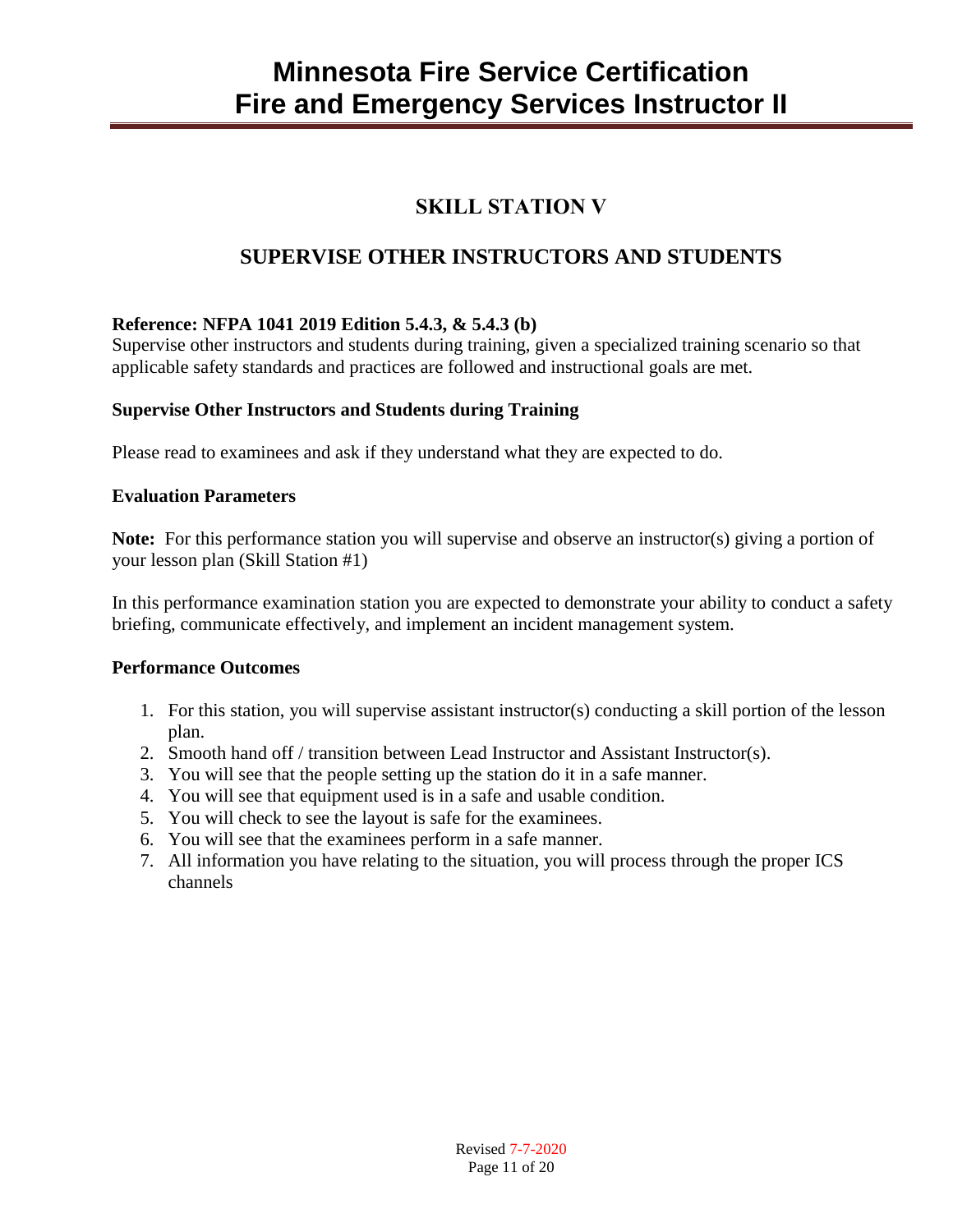# SKILL STATION V

## SUPERVISE OTHER INSTRUCTORS AND STUDENTS

**Reference: NFPA 1041 2019 Edition 5.4.3, & 5.4.3 (b)**
Supervise other instructors and students during training, given a specialized training scenario so that applicable safety standards and practices are followed and instructional goals are met.

**Supervise Other Instructors and Students during Training**

Please read to examinees and ask if they understand what they are expected to do.

**Evaluation Parameters**

**Note:** For this performance station you will supervise and observe an instructor(s) giving a portion of your lesson plan (Skill Station #1)

In this performance examination station you are expected to demonstrate your ability to conduct a safety briefing, communicate effectively, and implement an incident management system.

**Performance Outcomes**

1. For this station, you will supervise assistant instructor(s) conducting a skill portion of the lesson plan.
2. Smooth hand off / transition between Lead Instructor and Assistant Instructor(s).
3. You will see that the people setting up the station do it in a safe manner.
4. You will see that equipment used is in a safe and usable condition.
5. You will check to see the layout is safe for the examinees.
6. You will see that the examinees perform in a safe manner.
7. All information you have relating to the situation, you will process through the proper ICS channels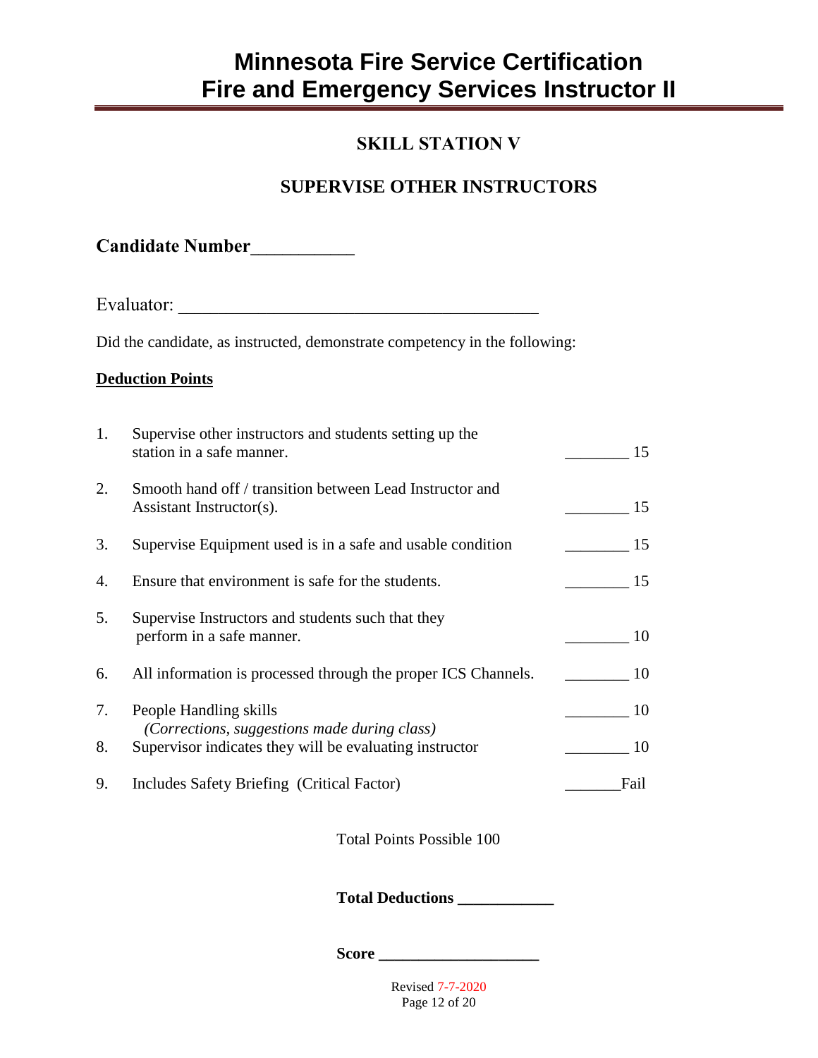# Minnesota Fire Service Certification
# Fire and Emergency Services Instructor II

## SKILL STATION V

## SUPERVISE OTHER INSTRUCTORS

**Candidate Number**___________

Evaluator: ________________________________________

Did the candidate, as instructed, demonstrate competency in the following:

**Deduction Points**

1. Supervise other instructors and students setting up the station in a safe manner. ________ 15
2. Smooth hand off / transition between Lead Instructor and Assistant Instructor(s). ________ 15
3. Supervise Equipment used is in a safe and usable condition ________ 15
4. Ensure that environment is safe for the students. ________ 15
5. Supervise Instructors and students such that they perform in a safe manner. ________ 10
6. All information is processed through the proper ICS Channels. ________ 10
7. People Handling skills ________ 10
   *(Corrections, suggestions made during class)*
8. Supervisor indicates they will be evaluating instructor ________ 10
9. Includes Safety Briefing (Critical Factor) _______Fail

Total Points Possible 100

**Total Deductions ____________**

**Score ____________________**

Revised 7-7-2020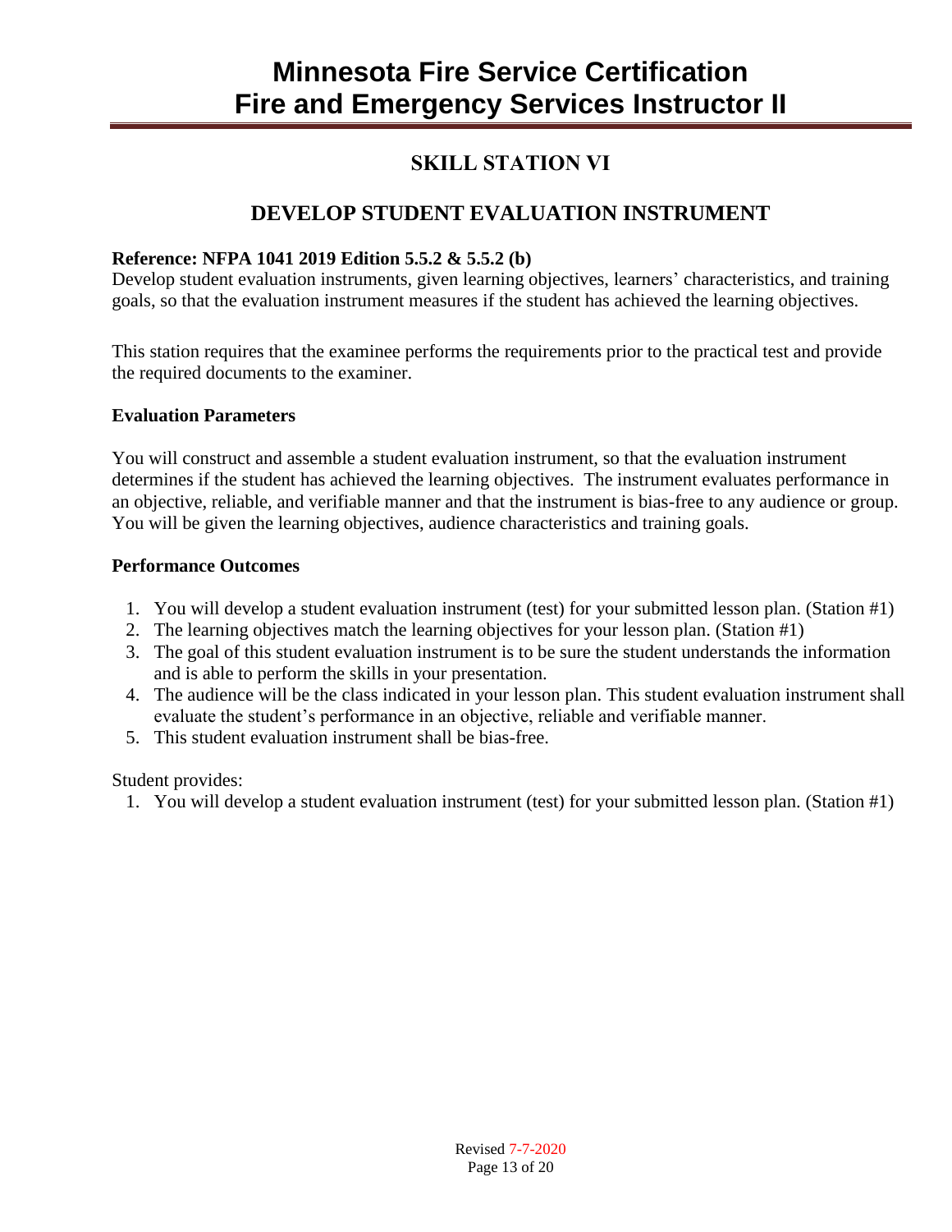# SKILL STATION VI

## DEVELOP STUDENT EVALUATION INSTRUMENT

**Reference: NFPA 1041 2019 Edition 5.5.2 & 5.5.2 (b)**
Develop student evaluation instruments, given learning objectives, learners' characteristics, and training goals, so that the evaluation instrument measures if the student has achieved the learning objectives.

This station requires that the examinee performs the requirements prior to the practical test and provide the required documents to the examiner.

**Evaluation Parameters**

You will construct and assemble a student evaluation instrument, so that the evaluation instrument determines if the student has achieved the learning objectives. The instrument evaluates performance in an objective, reliable, and verifiable manner and that the instrument is bias-free to any audience or group. You will be given the learning objectives, audience characteristics and training goals.

**Performance Outcomes**

1. You will develop a student evaluation instrument (test) for your submitted lesson plan. (Station #1)
2. The learning objectives match the learning objectives for your lesson plan. (Station #1)
3. The goal of this student evaluation instrument is to be sure the student understands the information and is able to perform the skills in your presentation.
4. The audience will be the class indicated in your lesson plan. This student evaluation instrument shall evaluate the student's performance in an objective, reliable and verifiable manner.
5. This student evaluation instrument shall be bias-free.

Student provides:

1. You will develop a student evaluation instrument (test) for your submitted lesson plan. (Station #1)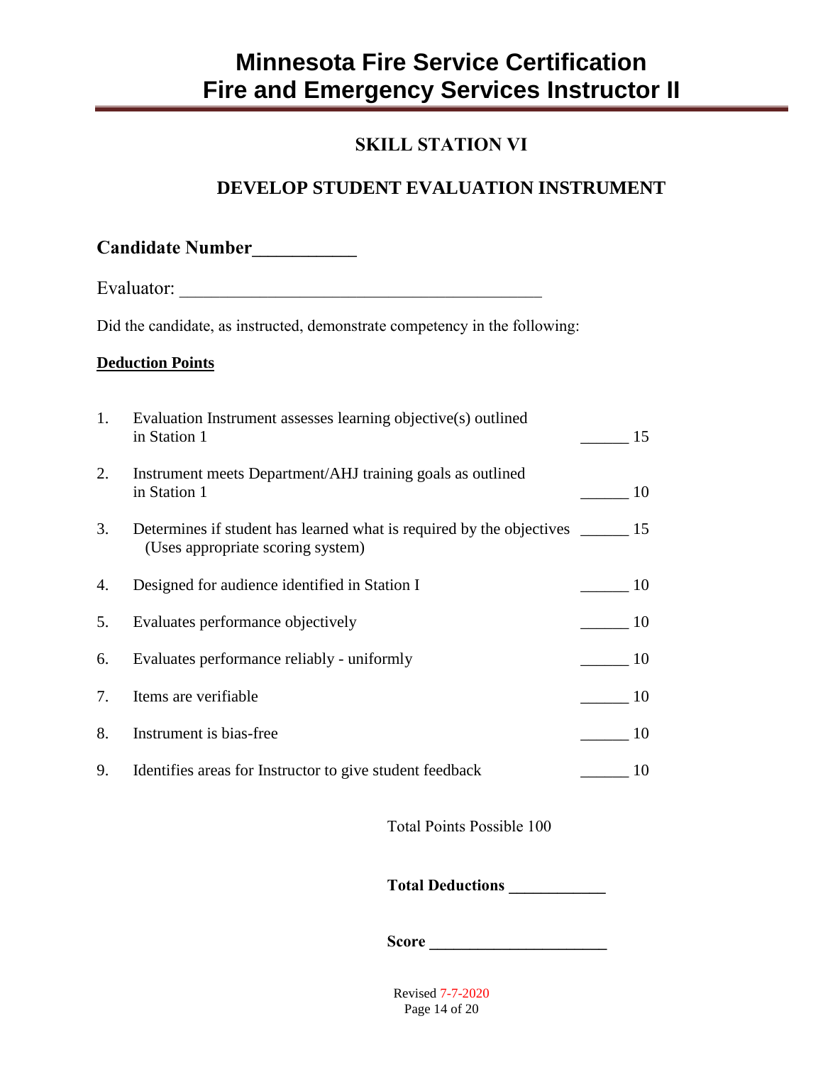# Minnesota Fire Service Certification
# Fire and Emergency Services Instructor II

## SKILL STATION VI

## DEVELOP STUDENT EVALUATION INSTRUMENT

**Candidate Number**___________

Evaluator: ________________________________________

Did the candidate, as instructed, demonstrate competency in the following:

**Deduction Points**

1. Evaluation Instrument assesses learning objective(s) outlined in Station 1 ______ 15
2. Instrument meets Department/AHJ training goals as outlined in Station 1 ______ 10
3. Determines if student has learned what is required by the objectives (Uses appropriate scoring system) ______ 15
4. Designed for audience identified in Station I ______ 10
5. Evaluates performance objectively ______ 10
6. Evaluates performance reliably - uniformly ______ 10
7. Items are verifiable ______ 10
8. Instrument is bias-free ______ 10
9. Identifies areas for Instructor to give student feedback ______ 10

Total Points Possible 100

**Total Deductions** ___________

**Score** _____________________

Revised 7-7-2020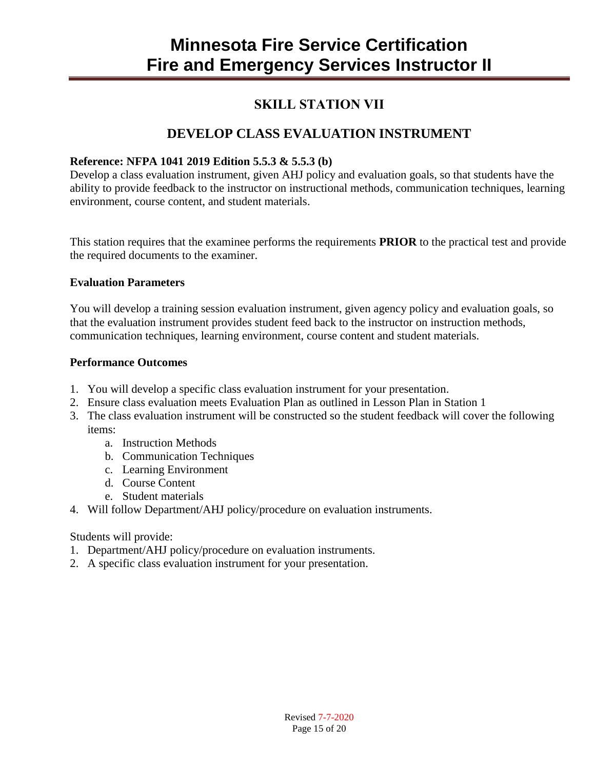# Minnesota Fire Service Certification
# Fire and Emergency Services Instructor II

## SKILL STATION VII

## DEVELOP CLASS EVALUATION INSTRUMENT

**Reference: NFPA 1041 2019 Edition 5.5.3 & 5.5.3 (b)**
Develop a class evaluation instrument, given AHJ policy and evaluation goals, so that students have the ability to provide feedback to the instructor on instructional methods, communication techniques, learning environment, course content, and student materials.

This station requires that the examinee performs the requirements **PRIOR** to the practical test and provide the required documents to the examiner.

**Evaluation Parameters**

You will develop a training session evaluation instrument, given agency policy and evaluation goals, so that the evaluation instrument provides student feed back to the instructor on instruction methods, communication techniques, learning environment, course content and student materials.

**Performance Outcomes**

1. You will develop a specific class evaluation instrument for your presentation.
2. Ensure class evaluation meets Evaluation Plan as outlined in Lesson Plan in Station 1
3. The class evaluation instrument will be constructed so the student feedback will cover the following items:
   a. Instruction Methods
   b. Communication Techniques
   c. Learning Environment
   d. Course Content
   e. Student materials
4. Will follow Department/AHJ policy/procedure on evaluation instruments.

Students will provide:
1. Department/AHJ policy/procedure on evaluation instruments.
2. A specific class evaluation instrument for your presentation.

Revised 7-7-2020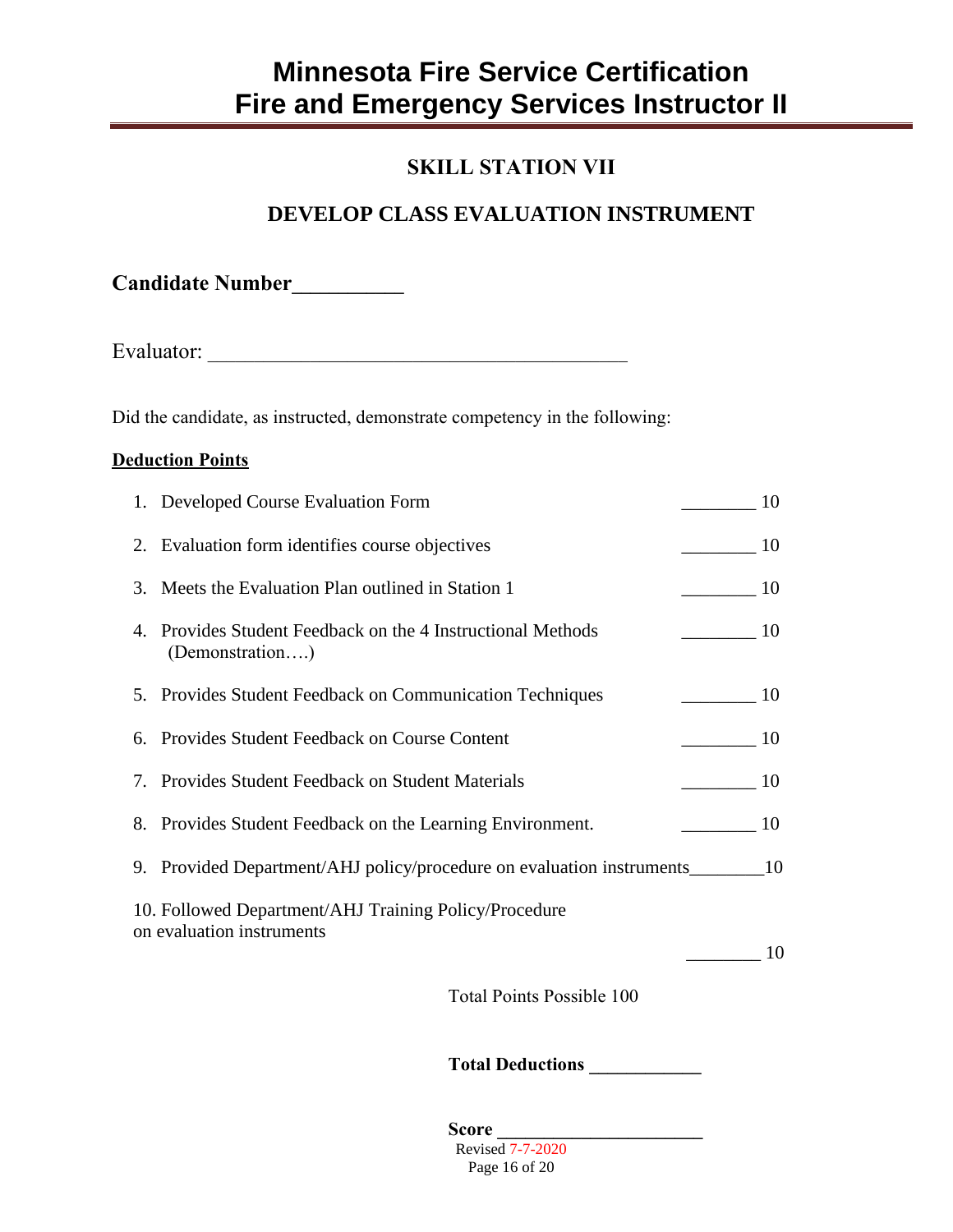# Minnesota Fire Service Certification
# Fire and Emergency Services Instructor II

## SKILL STATION VII

## DEVELOP CLASS EVALUATION INSTRUMENT

**Candidate Number__________**

Evaluator: ________________________________________

Did the candidate, as instructed, demonstrate competency in the following:

**Deduction Points**

1. Developed Course Evaluation Form ________ 10
2. Evaluation form identifies course objectives ________ 10
3. Meets the Evaluation Plan outlined in Station 1 ________ 10
4. Provides Student Feedback on the 4 Instructional Methods (Demonstration….) ________ 10
5. Provides Student Feedback on Communication Techniques ________ 10
6. Provides Student Feedback on Course Content ________ 10
7. Provides Student Feedback on Student Materials ________ 10
8. Provides Student Feedback on the Learning Environment. ________ 10
9. Provided Department/AHJ policy/procedure on evaluation instruments________10
10. Followed Department/AHJ Training Policy/Procedure on evaluation instruments ________ 10

Total Points Possible 100

**Total Deductions ___________**

**Score ______________________**

Revised 7-7-2020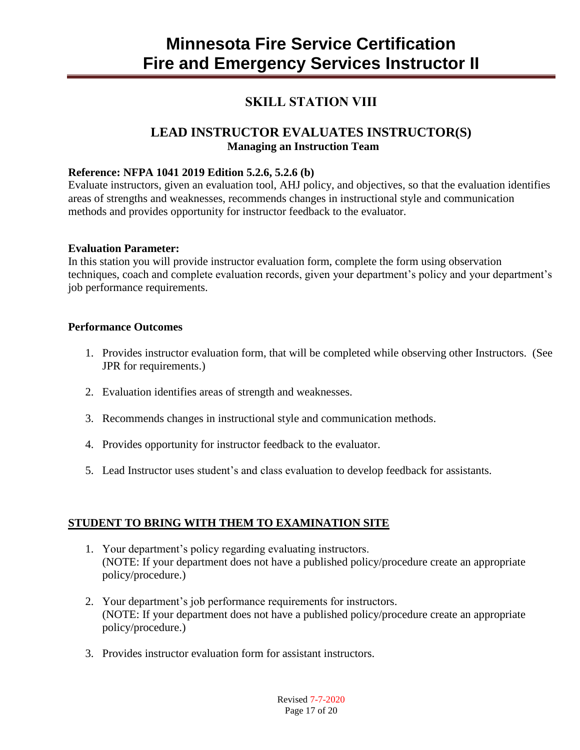# Minnesota Fire Service Certification
# Fire and Emergency Services Instructor II

## SKILL STATION VIII

### LEAD INSTRUCTOR EVALUATES INSTRUCTOR(S)

**Managing an Instruction Team**

**Reference: NFPA 1041 2019 Edition 5.2.6, 5.2.6 (b)**

Evaluate instructors, given an evaluation tool, AHJ policy, and objectives, so that the evaluation identifies areas of strengths and weaknesses, recommends changes in instructional style and communication methods and provides opportunity for instructor feedback to the evaluator.

**Evaluation Parameter:**

In this station you will provide instructor evaluation form, complete the form using observation techniques, coach and complete evaluation records, given your department's policy and your department's job performance requirements.

**Performance Outcomes**

1. Provides instructor evaluation form, that will be completed while observing other Instructors. (See JPR for requirements.)
2. Evaluation identifies areas of strength and weaknesses.
3. Recommends changes in instructional style and communication methods.
4. Provides opportunity for instructor feedback to the evaluator.
5. Lead Instructor uses student's and class evaluation to develop feedback for assistants.

**<u>STUDENT TO BRING WITH THEM TO EXAMINATION SITE</u>**

1. Your department's policy regarding evaluating instructors.
   (NOTE: If your department does not have a published policy/procedure create an appropriate policy/procedure.)
2. Your department's job performance requirements for instructors.
   (NOTE: If your department does not have a published policy/procedure create an appropriate policy/procedure.)
3. Provides instructor evaluation form for assistant instructors.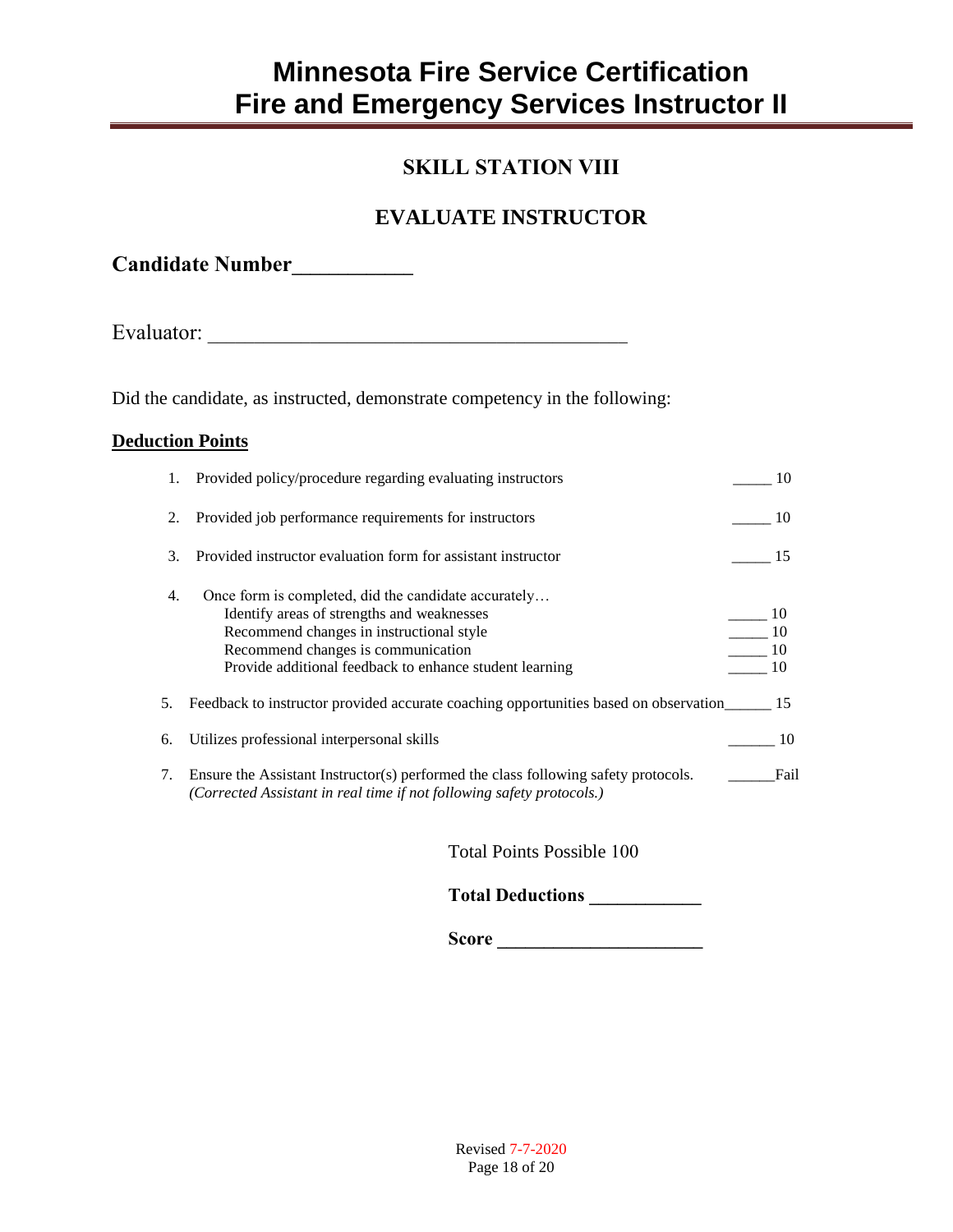# Minnesota Fire Service Certification
# Fire and Emergency Services Instructor II

## SKILL STATION VIII

## EVALUATE INSTRUCTOR

**Candidate Number___________**

Evaluator: ________________________________________

Did the candidate, as instructed, demonstrate competency in the following:

**Deduction Points**

1. Provided policy/procedure regarding evaluating instructors _____ 10
2. Provided job performance requirements for instructors _____ 10
3. Provided instructor evaluation form for assistant instructor _____ 15
4. Once form is completed, did the candidate accurately…
   - Identify areas of strengths and weaknesses _____ 10
   - Recommend changes in instructional style _____ 10
   - Recommend changes is communication _____ 10
   - Provide additional feedback to enhance student learning _____ 10
5. Feedback to instructor provided accurate coaching opportunities based on observation______ 15
6. Utilizes professional interpersonal skills ______ 10
7. Ensure the Assistant Instructor(s) performed the class following safety protocols. ______Fail
   *(Corrected Assistant in real time if not following safety protocols.)*

Total Points Possible 100

**Total Deductions ___________**

**Score _____________________**

Revised 7-7-2020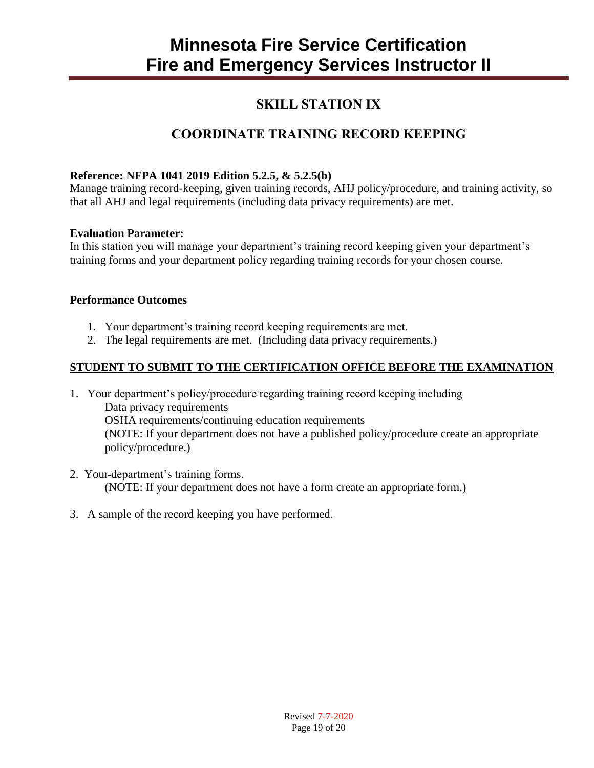# Minnesota Fire Service Certification
# Fire and Emergency Services Instructor II

## SKILL STATION IX

## COORDINATE TRAINING RECORD KEEPING

**Reference: NFPA 1041 2019 Edition 5.2.5, & 5.2.5(b)**
Manage training record-keeping, given training records, AHJ policy/procedure, and training activity, so that all AHJ and legal requirements (including data privacy requirements) are met.

**Evaluation Parameter:**
In this station you will manage your department's training record keeping given your department's training forms and your department policy regarding training records for your chosen course.

**Performance Outcomes**

1. Your department's training record keeping requirements are met.
2. The legal requirements are met. (Including data privacy requirements.)

**STUDENT TO SUBMIT TO THE CERTIFICATION OFFICE BEFORE THE EXAMINATION**

1. Your department's policy/procedure regarding training record keeping including
   Data privacy requirements
   OSHA requirements/continuing education requirements
   (NOTE: If your department does not have a published policy/procedure create an appropriate policy/procedure.)

2. Your department's training forms.
   (NOTE: If your department does not have a form create an appropriate form.)

3. A sample of the record keeping you have performed.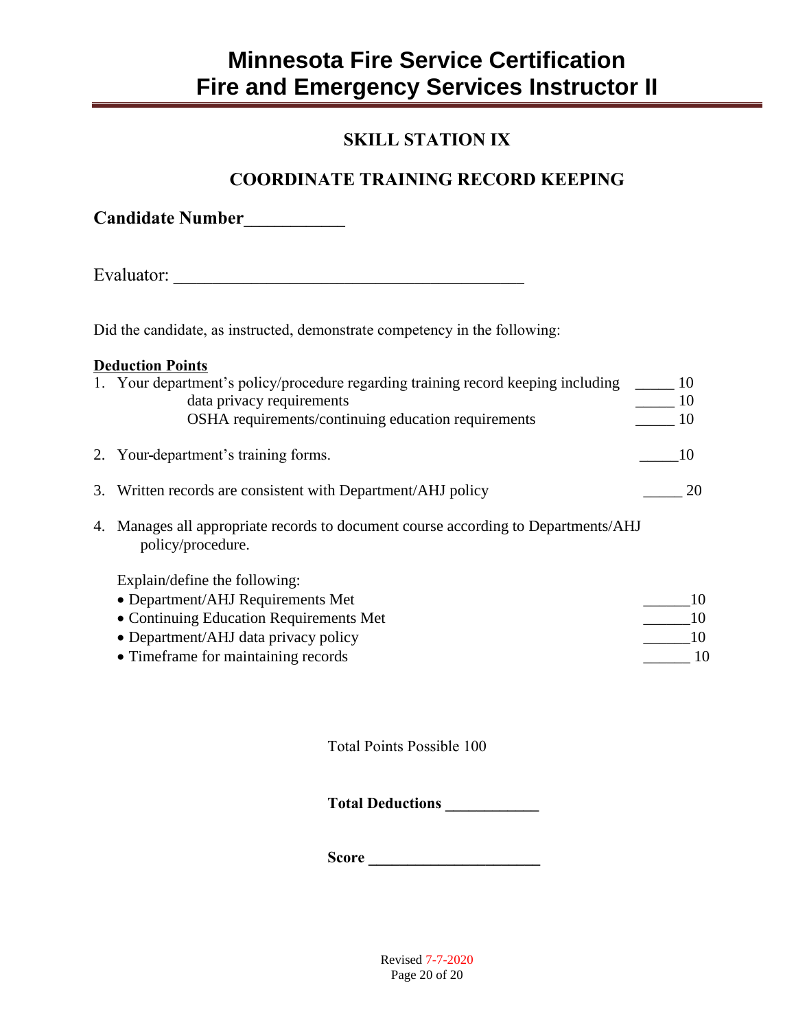# Minnesota Fire Service Certification
# Fire and Emergency Services Instructor II

## SKILL STATION IX

## COORDINATE TRAINING RECORD KEEPING

**Candidate Number**___________

Evaluator: ________________________________________

Did the candidate, as instructed, demonstrate competency in the following:

**Deduction Points**

1. Your department's policy/procedure regarding training record keeping including _____ 10
   - data privacy requirements _____ 10
   - OSHA requirements/continuing education requirements _____ 10

2. Your-department's training forms. _____10

3. Written records are consistent with Department/AHJ policy _____ 20

4. Manages all appropriate records to document course according to Departments/AHJ policy/procedure.

   Explain/define the following:
   - Department/AHJ Requirements Met ______10
   - Continuing Education Requirements Met ______10
   - Department/AHJ data privacy policy ______10
   - Timeframe for maintaining records ______ 10

Total Points Possible 100

**Total Deductions** ___________

**Score** _____________________

Revised 7-7-2020